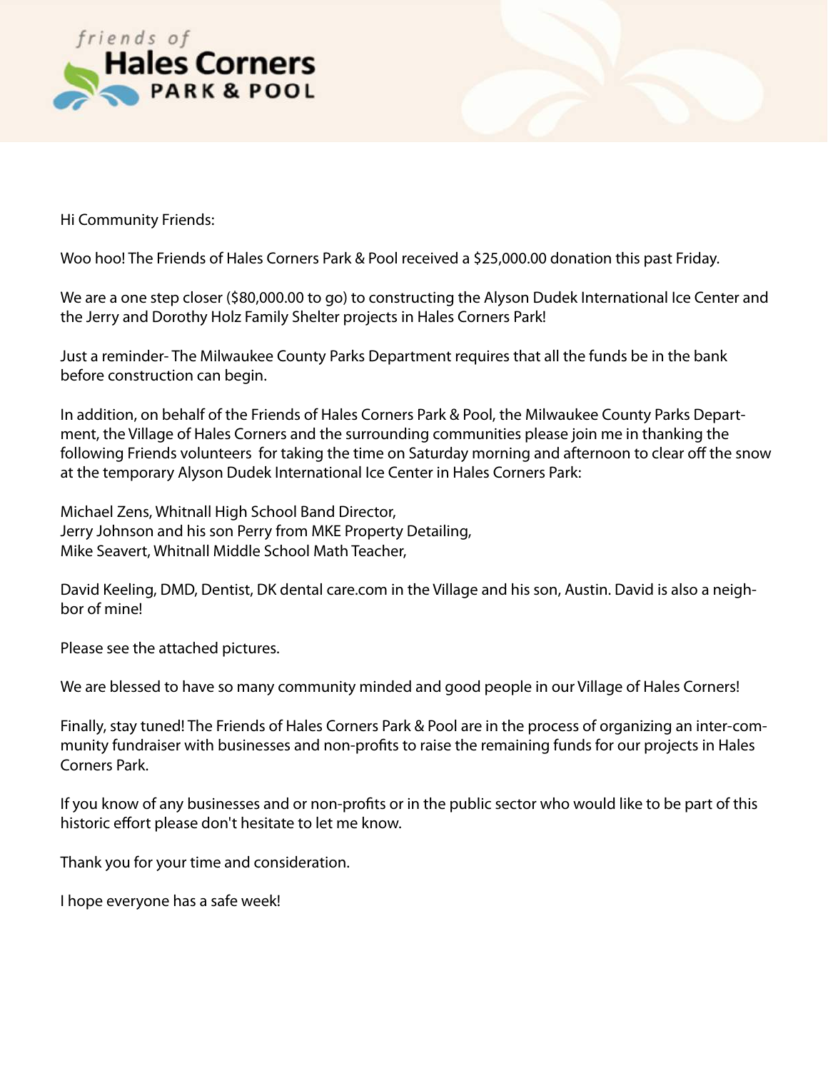friends of

**Hales Corners**

**PARK & POOL**

Hi Community Friends:

Woo hoo! The Friends of Hales Corners Park & Pool received a $25,000.00 donation this past Friday.

We are a one step closer ($80,000.00 to go) to constructing the Alyson Dudek International Ice Center and the Jerry and Dorothy Holz Family Shelter projects in Hales Corners Park!

Just a reminder- The Milwaukee County Parks Department requires that all the funds be in the bank before construction can begin.

In addition, on behalf of the Friends of Hales Corners Park & Pool, the Milwaukee County Parks Department, the Village of Hales Corners and the surrounding communities please join me in thanking the following Friends volunteers for taking the time on Saturday morning and afternoon to clear off the snow at the temporary Alyson Dudek International Ice Center in Hales Corners Park:

Michael Zens, Whitnall High School Band Director,
Jerry Johnson and his son Perry from MKE Property Detailing,
Mike Seavert, Whitnall Middle School Math Teacher,

David Keeling, DMD, Dentist, DK dental care.com in the Village and his son, Austin. David is also a neighbor of mine!

Please see the attached pictures.

We are blessed to have so many community minded and good people in our Village of Hales Corners!

Finally, stay tuned! The Friends of Hales Corners Park & Pool are in the process of organizing an inter-community fundraiser with businesses and non-profits to raise the remaining funds for our projects in Hales Corners Park.

If you know of any businesses and or non-profits or in the public sector who would like to be part of this historic effort please don't hesitate to let me know.

Thank you for your time and consideration.

I hope everyone has a safe week!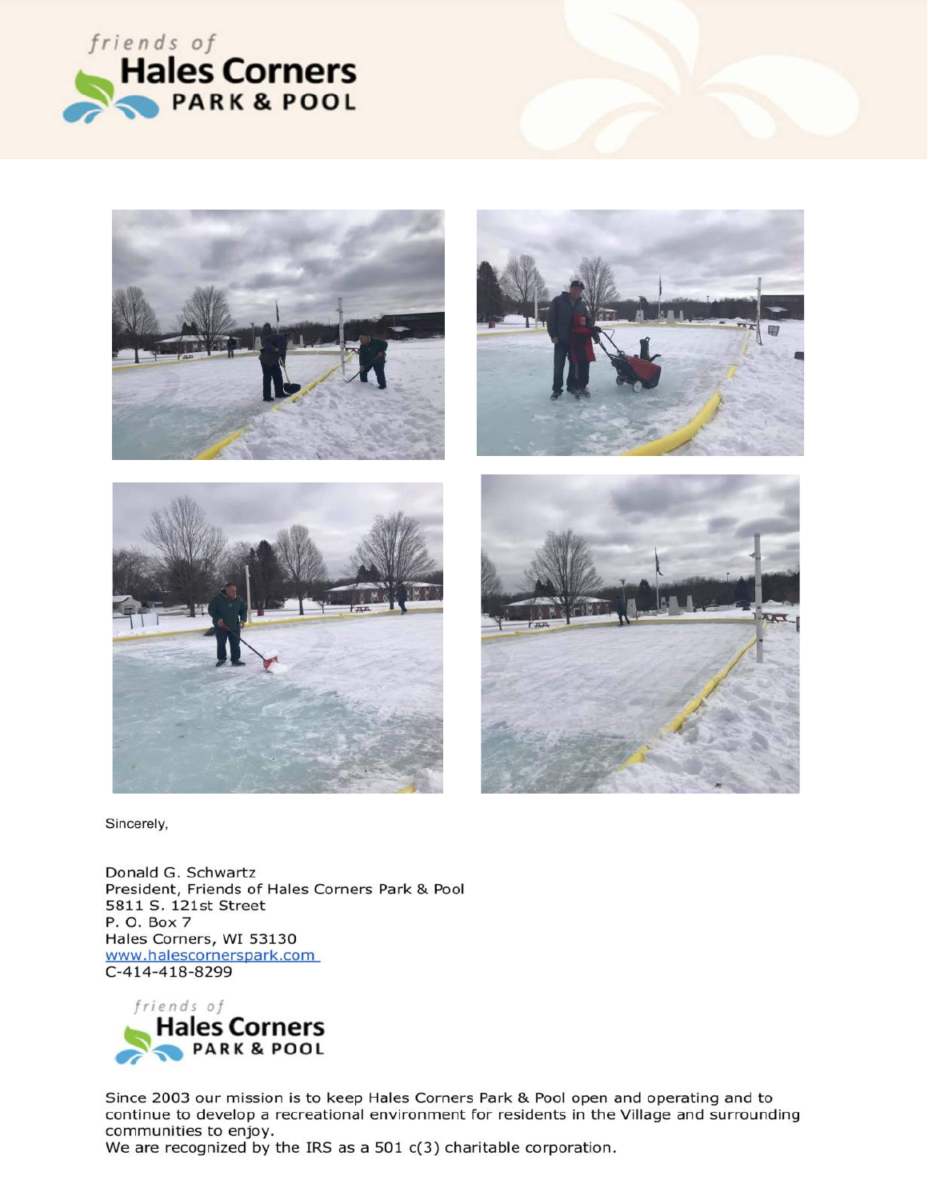Sincerely,

Donald G. Schwartz
President, Friends of Hales Corners Park & Pool
5811 S. 121st Street
P. O. Box 7
Hales Corners, WI 53130
www.halescornerspark.com
C-414-418-8299

Since 2003 our mission is to keep Hales Corners Park & Pool open and operating and to continue to develop a recreational environment for residents in the Village and surrounding communities to enjoy.
We are recognized by the IRS as a 501 c(3) charitable corporation.